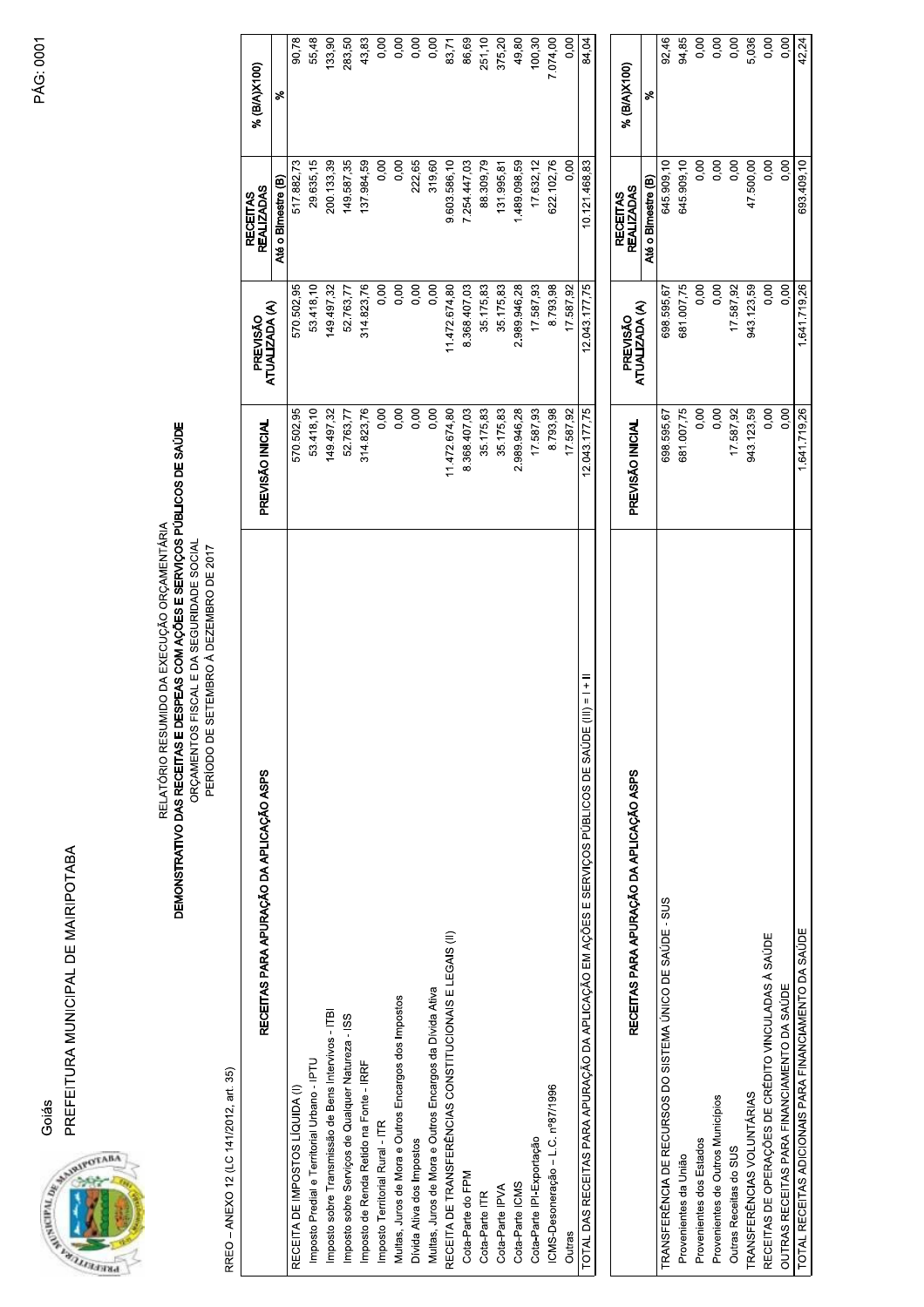Goiás

PREFEITURA MUNICIPAL DE MAIRIPOTABA

RELATÓRIO RESUMIDO DA EXECUÇÃO ORÇAMENTÁRIA

**DEMONSTRATIVO DAS RECEITAS E DESPEAS COM AÇÕES E SERVIÇOS PÚBLICOS DE SAÚDE**

ORÇAMENTOS FISCAL E DA SEGURIDADE SOCIAL

PERÍODO DE SETEMBRO À DEZEMBRO DE 2017

RREO – ANEXO 12 (LC 141/2012, art. 35)

| RECEITAS PARA APURAÇÃO DA APLICAÇÃO ASPS | PREVISÃO INICIAL | PREVISÃO ATUALIZADA (A) | RECEITAS REALIZADAS | % (B/A)X100) |
|---|---|---|---|---|
| | | | Até o Bimestre (B) | % |
| RECEITA DE IMPOSTOS LÍQUIDA (I) | 570.502,95 | 570.502,95 | 517.882,73 | 90,78 |
| Imposto Predial e Territorial Urbano - IPTU | 53.418,10 | 53.418,10 | 29.635,15 | 55,48 |
| Imposto sobre Transmissão de Bens Intervivos - ITBI | 149.497,32 | 149.497,32 | 200.133,39 | 133,90 |
| Imposto sobre Serviços de Qualquer Natureza - ISS | 52.763,77 | 52.763,77 | 149.587,35 | 283,50 |
| Imposto de Renda Retido na Fonte - IRRF | 314.823,76 | 314.823,76 | 137.984,59 | 43,83 |
| Imposto Territorial Rural - ITR | 0,00 | 0,00 | 0,00 | 0,00 |
| Multas, Juros de Mora e Outros Encargos dos Impostos | 0,00 | 0,00 | 0,00 | 0,00 |
| Dívida Ativa dos Impostos | 0,00 | 0,00 | 222,65 | 0,00 |
| Multas, Juros de Mora e Outros Encargos da Dívida Ativa | 0,00 | 0,00 | 319,60 | 0,00 |
| RECEITA DE TRANSFERÊNCIAS CONSTITUCIONAIS E LEGAIS (II) | 11.472.674,80 | 11.472.674,80 | 9.603.586,10 | 83,71 |
| Cota-Parte do FPM | 8.368.407,03 | 8.368.407,03 | 7.254.447,03 | 86,69 |
| Cota-Parte ITR | 35.175,83 | 35.175,83 | 88.309,79 | 251,10 |
| Cota-Parte IPVA | 35.175,83 | 35.175,83 | 131.995,81 | 375,20 |
| Cota-Parte ICMS | 2.989.946,28 | 2.989.946,28 | 1.489.098,59 | 49,80 |
| Cota-Parte IPI-Exportação | 17.587,93 | 17.587,93 | 17.632,12 | 100,30 |
| ICMS-Desoneração – L.C. nº87/1996 | 8.793,98 | 8.793,98 | 622.102,76 | 7.074,00 |
| Outras | 17.587,92 | 17.587,92 | 0,00 | 0,00 |
| TOTAL DAS RECEITAS PARA APURAÇÃO DA APLICAÇÃO EM AÇÕES E SERVIÇOS PÚBLICOS DE SAÚDE (III) = I + II | 12.043.177,75 | 12.043.177,75 | 10.121.468,83 | 84,04 |

| RECEITAS PARA APURAÇÃO DA APLICAÇÃO ASPS | PREVISÃO INICIAL | PREVISÃO ATUALIZADA (A) | RECEITAS REALIZADAS | % (B/A)X100) |
|---|---|---|---|---|
| | | | Até o Bimestre (B) | % |
| TRANSFERÊNCIA DE RECURSOS DO SISTEMA ÚNICO DE SAÚDE - SUS | 698.595,67 | 698.595,67 | 645.909,10 | 92,46 |
| Provenientes da União | 681.007,75 | 681.007,75 | 645.909,10 | 94,85 |
| Provenientes dos Estados | 0,00 | 0,00 | 0,00 | 0,00 |
| Provenientes de Outros Municípios | 0,00 | 0,00 | 0,00 | 0,00 |
| Outras Receitas do SUS | 17.587,92 | 17.587,92 | 0,00 | 0,00 |
| TRANSFERÊNCIAS VOLUNTÁRIAS | 943.123,59 | 943.123,59 | 47.500,00 | 5,036 |
| RECEITAS DE OPERAÇÕES DE CRÉDITO VINCULADAS À SAÚDE | 0,00 | 0,00 | 0,00 | 0,00 |
| OUTRAS RECEITAS PARA FINANCIAMENTO DA SAÚDE | 0,00 | 0,00 | 0,00 | 0,00 |
| TOTAL RECEITAS ADICIONAIS PARA FINANCIAMENTO DA SAÚDE | 1.641.719,26 | 1.641.719,26 | 693.409,10 | 42,24 |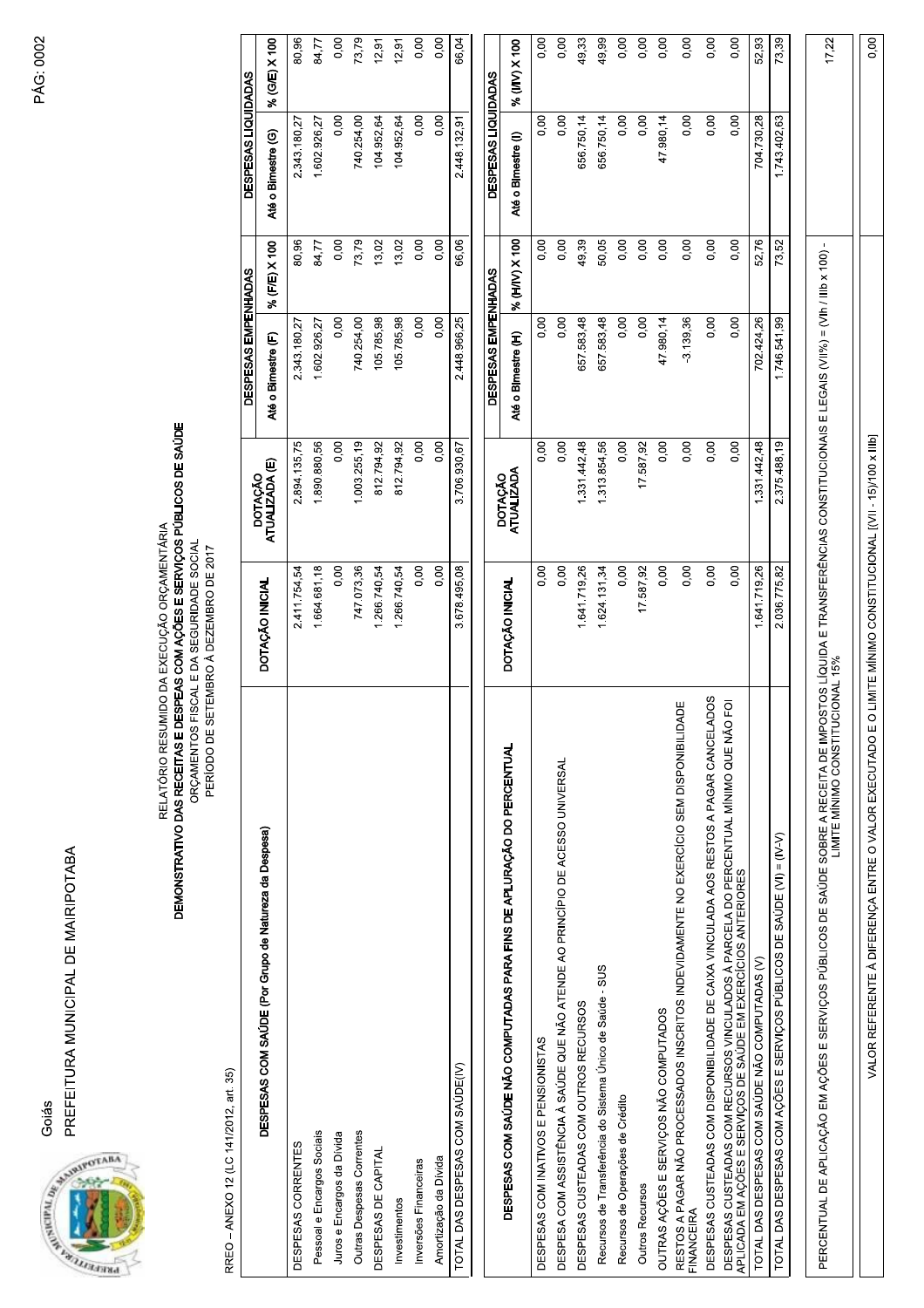Goiás

PREFEITURA MUNICIPAL DE MAIRIPOTABA

RELATÓRIO RESUMIDO DA EXECUÇÃO ORÇAMENTÁRIA

**DEMONSTRATIVO DAS RECEITAS E DESPESAS COM AÇÕES E SERVIÇOS PÚBLICOS DE SAÚDE**

ORÇAMENTOS FISCAL E DA SEGURIDADE SOCIAL

PERÍODO DE SETEMBRO À DEZEMBRO DE 2017

RREO – ANEXO 12 (LC 141/2012, art. 35)

| DESPESAS COM SAÚDE (Por Grupo de Natureza da Despesa) | DOTAÇÃO INICIAL | DOTAÇÃO ATUALIZADA (E) | DESPESAS EMPENHADAS | | DESPESAS LIQUIDADAS | |
|---|---|---|---|---|---|---|
| | | | Até o Bimestre (F) | % (F/E) X 100 | Até o Bimestre (G) | % (G/E) X 100 |
| DESPESAS CORRENTES | 2.411.754,54 | 2.894.135,75 | 2.343.180,27 | 80,96 | 2.343.180,27 | 80,96 |
| Pessoal e Encargos Sociais | 1.664.681,18 | 1.890.880,56 | 1.602.926,27 | 84,77 | 1.602.926,27 | 84,77 |
| Juros e Encargos da Dívida | 0,00 | 0,00 | 0,00 | 0,00 | 0,00 | 0,00 |
| Outras Despesas Correntes | 747.073,36 | 1.003.255,19 | 740.254,00 | 73,79 | 740.254,00 | 73,79 |
| DESPESAS DE CAPITAL | 1.266.740,54 | 812.794,92 | 105.785,98 | 13,02 | 104.952,64 | 12,91 |
| Investimentos | 1.266.740,54 | 812.794,92 | 105.785,98 | 13,02 | 104.952,64 | 12,91 |
| Inversões Financeiras | 0,00 | 0,00 | 0,00 | 0,00 | 0,00 | 0,00 |
| Amortização da Dívida | 0,00 | 0,00 | 0,00 | 0,00 | 0,00 | 0,00 |
| TOTAL DAS DESPESAS COM SAÚDE(IV) | 3.678.495,08 | 3.706.930,67 | 2.448.966,25 | 66,06 | 2.448.132,91 | 66,04 |

| DESPESAS COM SAÚDE NÃO COMPUTADAS PARA FINS DE APURAÇÃO DO PERCENTUAL | DOTAÇÃO INICIAL | DOTAÇÃO ATUALIZADA | DESPESAS EMPENHADAS | | DESPESAS LIQUIDADAS | |
|---|---|---|---|---|---|---|
| | | | Até o Bimestre (H) | % (H/IV) X 100 | Até o Bimestre (I) | % (I/IV) X 100 |
| DESPESAS COM INATIVOS E PENSIONISTAS | 0,00 | 0,00 | 0,00 | 0,00 | 0,00 | 0,00 |
| DESPESA COM ASSISTÊNCIA À SAÚDE QUE NÃO ATENDE AO PRINCÍPIO DE ACESSO UNIVERSAL | 0,00 | 0,00 | 0,00 | 0,00 | 0,00 | 0,00 |
| DESPESAS CUSTEADAS COM OUTROS RECURSOS | 1.641.719,26 | 1.331.442,48 | 657.583,48 | 49,39 | 656.750,14 | 49,33 |
| Recursos de Transferência do Sistema Único de Saúde - SUS | 1.624.131,34 | 1.313.854,56 | 657.583,48 | 50,05 | 656.750,14 | 49,99 |
| Recursos de Operações de Crédito | 0,00 | 0,00 | 0,00 | 0,00 | 0,00 | 0,00 |
| Outros Recursos | 17.587,92 | 17.587,92 | 0,00 | 0,00 | 0,00 | 0,00 |
| OUTRAS AÇÕES E SERVIÇOS NÃO COMPUTADOS | 0,00 | 0,00 | 47.980,14 | 0,00 | 47.980,14 | 0,00 |
| RESTOS A PAGAR NÃO PROCESSADOS INSCRITOS INDEVIDAMENTE NO EXERCÍCIO SEM DISPONIBILIDADE FINANCEIRA | 0,00 | 0,00 | -3.139,36 | 0,00 | 0,00 | 0,00 |
| DESPESAS CUSTEADAS COM DISPONIBILIDADE DE CAIXA VINCULADA AOS RESTOS A PAGAR CANCELADOS | 0,00 | 0,00 | 0,00 | 0,00 | 0,00 | 0,00 |
| DESPESAS CUSTEADAS COM RECURSOS VINCULADOS À PARCELA DO PERCENTUAL MÍNIMO QUE NÃO FOI APLICADA EM AÇÕES E SERVIÇOS DE SAÚDE EM EXERCÍCIOS ANTERIORES | 0,00 | 0,00 | 0,00 | 0,00 | 0,00 | 0,00 |
| TOTAL DAS DESPESAS COM SAÚDE NÃO COMPUTADAS (V) | 1.641.719,26 | 1.331.442,48 | 702.424,26 | 52,76 | 704.730,28 | 52,93 |
| TOTAL DAS DESPESAS COM AÇÕES E SERVIÇOS PÚBLICOS DE SAÚDE (VI) = (IV-V) | 2.036.775,82 | 2.375.488,19 | 1.746.541,99 | 73,52 | 1.743.402,63 | 73,39 |

| | |
|---|---|
| PERCENTUAL DE APLICAÇÃO EM AÇÕES E SERVIÇOS PÚBLICOS DE SAÚDE SOBRE A RECEITA DE IMPOSTOS LÍQUIDA E TRANSFERÊNCIAS CONSTITUCIONAIS E LEGAIS (VII%) = (VIh / IIIb x 100) - LIMITE MÍNIMO CONSTITUCIONAL 15% | 17,22 |

| | |
|---|---|
| VALOR REFERENTE À DIFERENÇA ENTRE O VALOR EXECUTADO E O LIMITE MÍNIMO CONSTITUCIONAL [(VII - 15)/100 x IIIb] | 0,00 |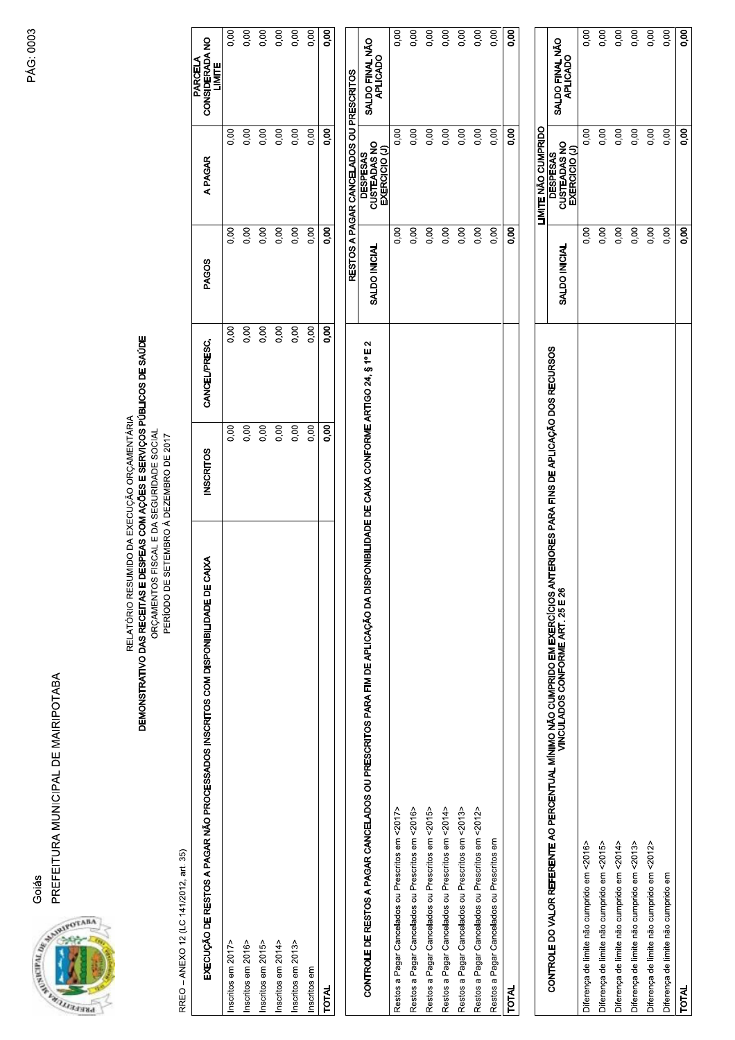Goiás

PREFEITURA MUNICIPAL DE MAIRIPOTABA

RELATÓRIO RESUMIDO DA EXECUÇÃO ORÇAMENTÁRIA
**DEMONSTRATIVO DAS RECEITAS E DESPEAS COM AÇÕES E SERVIÇOS PÚBLICOS DE SAÚDE**
ORÇAMENTOS FISCAL E DA SEGURIDADE SOCIAL
PERÍODO DE SETEMBRO À DEZEMBRO DE 2017

RREO – ANEXO 12 (LC 141/2012, art. 35)

| EXECUÇÃO DE RESTOS A PAGAR NÃO PROCESSADOS INSCRITOS COM DISPONIBILIDADE DE CAIXA | INSCRITOS | CANCEL/PRESC. | PAGOS | A PAGAR | PARCELA CONSIDERADA NO LIMITE |
|---|---|---|---|---|---|
| Inscritos em 2017> | 0,00 | 0,00 | 0,00 | 0,00 | 0,00 |
| Inscritos em 2016> | 0,00 | 0,00 | 0,00 | 0,00 | 0,00 |
| Inscritos em 2015> | 0,00 | 0,00 | 0,00 | 0,00 | 0,00 |
| Inscritos em 2014> | 0,00 | 0,00 | 0,00 | 0,00 | 0,00 |
| Inscritos em 2013> | 0,00 | 0,00 | 0,00 | 0,00 | 0,00 |
| Inscritos em | 0,00 | 0,00 | 0,00 | 0,00 | 0,00 |
| **TOTAL** | **0,00** | **0,00** | **0,00** | **0,00** | **0,00** |

| CONTROLE DE RESTOS A PAGAR CANCELADOS OU PRESCRITOS PARA FIM DE APLICAÇÃO DA DISPONIBILIDADE DE CAIXA CONFORME ARTIGO 24, § 1º E 2 | RESTOS A PAGAR CANCELADOS OU PRESCRITOS | | |
|---|---|---|---|
| | SALDO INICIAL | DESPESAS CUSTEADAS NO EXERCICIO (J) | SALDO FINAL NÃO APLICADO |
| Restos a Pagar Cancelados ou Prescritos em <2017> | 0,00 | 0,00 | 0,00 |
| Restos a Pagar Cancelados ou Prescritos em <2016> | 0,00 | 0,00 | 0,00 |
| Restos a Pagar Cancelados ou Prescritos em <2015> | 0,00 | 0,00 | 0,00 |
| Restos a Pagar Cancelados ou Prescritos em <2014> | 0,00 | 0,00 | 0,00 |
| Restos a Pagar Cancelados ou Prescritos em <2013> | 0,00 | 0,00 | 0,00 |
| Restos a Pagar Cancelados ou Prescritos em <2012> | 0,00 | 0,00 | 0,00 |
| Restos a Pagar Cancelados ou Prescritos em | 0,00 | 0,00 | 0,00 |
| **TOTAL** | **0,00** | **0,00** | **0,00** |

| CONTROLE DO VALOR REFERENTE AO PERCENTUAL MÍNIMO NÃO CUMPRIDO EM EXERCÍCIOS ANTERIORES PARA FINS DE APLICAÇÃO DOS RECURSOS VINCULADOS CONFORME ART. 25 E 26 | LIMITE NÃO CUMPRIDO | | |
|---|---|---|---|
| | SALDO INICIAL | DESPESAS CUSTEADAS NO EXERCICIO (J) | SALDO FINAL NÃO APLICADO |
| Diferença de limite não cumprido em <2016> | 0,00 | 0,00 | 0,00 |
| Diferença de limite não cumprido em <2015> | 0,00 | 0,00 | 0,00 |
| Diferença de limite não cumprido em <2014> | 0,00 | 0,00 | 0,00 |
| Diferença de limite não cumprido em <2013> | 0,00 | 0,00 | 0,00 |
| Diferença de limite não cumprido em <2012> | 0,00 | 0,00 | 0,00 |
| Diferença de limite não cumprido em | 0,00 | 0,00 | 0,00 |
| **TOTAL** | **0,00** | **0,00** | **0,00** |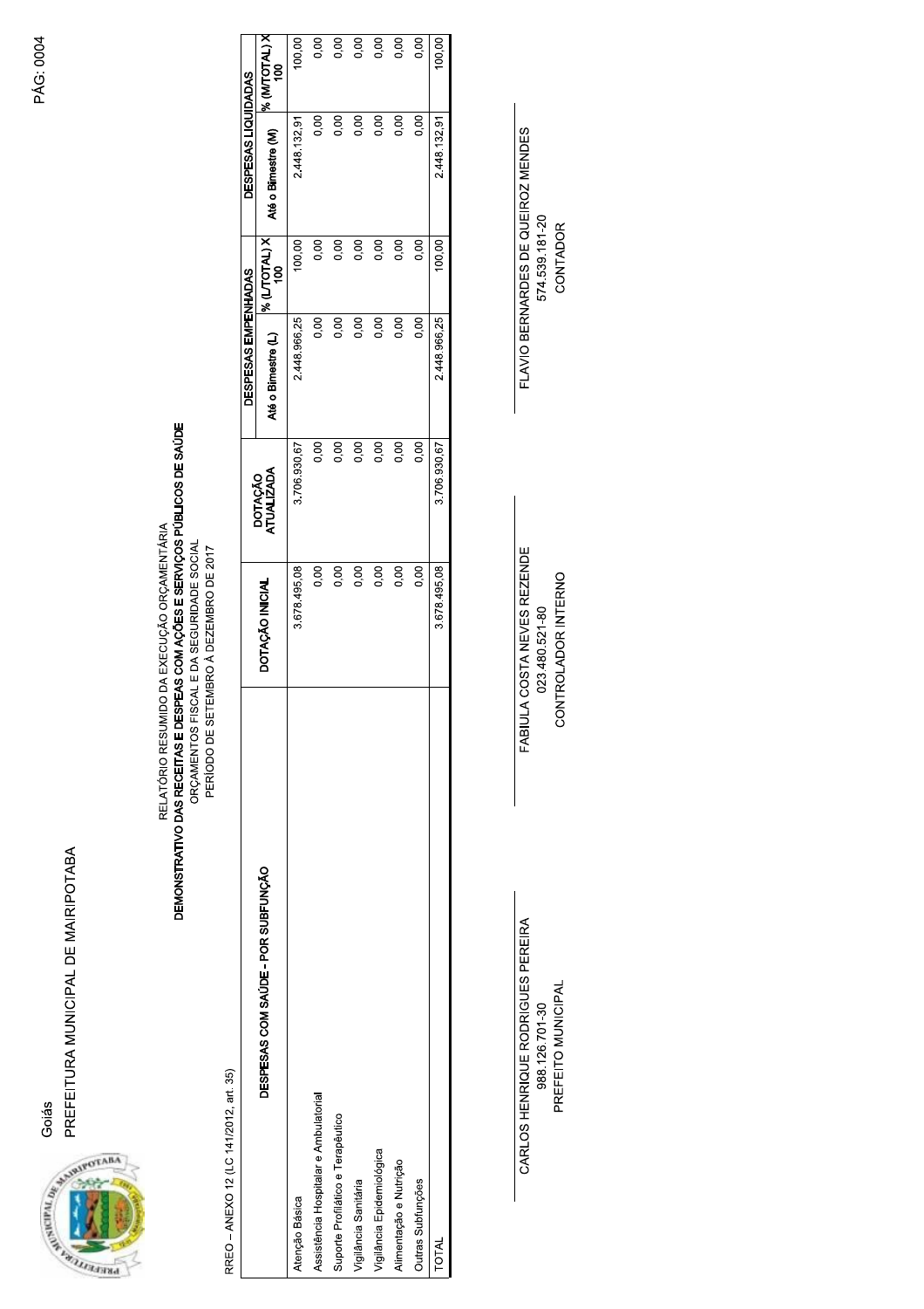Goiás

PREFEITURA MUNICIPAL DE MAIRIPOTABA

RELATÓRIO RESUMIDO DA EXECUÇÃO ORÇAMENTÁRIA

**DEMONSTRATIVO DAS RECEITAS E DESPEAS COM AÇÕES E SERVIÇOS PÚBLICOS DE SAÚDE**

ORÇAMENTOS FISCAL E DA SEGURIDADE SOCIAL

PERÍODO DE SETEMBRO À DEZEMBRO DE 2017

RREO – ANEXO 12 (LC 141/2012, art. 35)

| DESPESAS COM SAÚDE - POR SUBFUNÇÃO | DOTAÇÃO INICIAL | DOTAÇÃO ATUALIZADA | DESPESAS EMPENHADAS | | DESPESAS LIQUIDADAS | |
|---|---|---|---|---|---|---|
| | | | Até o Bimestre (L) | % (L/TOTAL) X 100 | Até o Bimestre (M) | % (M/TOTAL) X 100 |
| Atenção Básica | 3.678.495,08 | 3.706.930,67 | 2.448.966,25 | 100,00 | 2.448.132,91 | 100,00 |
| Assistência Hospitalar e Ambulatorial | 0,00 | 0,00 | 0,00 | 0,00 | 0,00 | 0,00 |
| Suporte Profilático e Terapêutico | 0,00 | 0,00 | 0,00 | 0,00 | 0,00 | 0,00 |
| Vigilância Sanitária | 0,00 | 0,00 | 0,00 | 0,00 | 0,00 | 0,00 |
| Vigilância Epidemiológica | 0,00 | 0,00 | 0,00 | 0,00 | 0,00 | 0,00 |
| Alimentação e Nutrição | 0,00 | 0,00 | 0,00 | 0,00 | 0,00 | 0,00 |
| Outras Subfunções | 0,00 | 0,00 | 0,00 | 0,00 | 0,00 | 0,00 |
| TOTAL | 3.678.495,08 | 3.706.930,67 | 2.448.966,25 | 100,00 | 2.448.132,91 | 100,00 |

CARLOS HENRIQUE RODRIGUES PEREIRA
988.126.701-30
PREFEITO MUNICIPAL

FABIULA COSTA NEVES REZENDE
023.480.521-80
CONTROLADOR INTERNO

FLAVIO BERNARDES DE QUEIROZ MENDES
574.539.181-20
CONTADOR